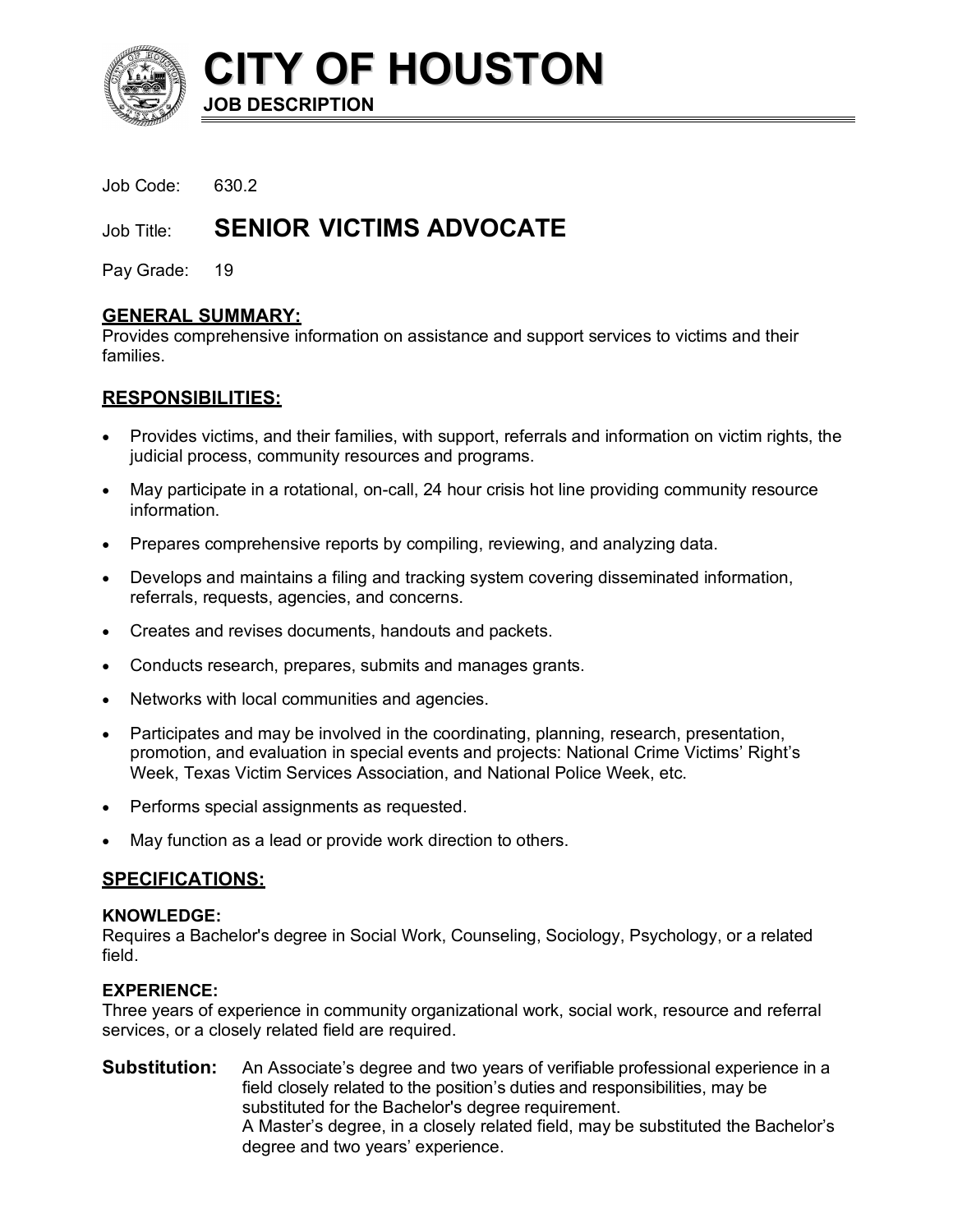# CITY OF HOUSTON

**JOB DESCRIPTION**

Job Code: 630.2

Job Title: **SENIOR VICTIMS ADVOCATE**

Pay Grade: 19

## GENERAL SUMMARY:

Provides comprehensive information on assistance and support services to victims and their families.

## RESPONSIBILITIES:

- Provides victims, and their families, with support, referrals and information on victim rights, the judicial process, community resources and programs.
- May participate in a rotational, on-call, 24 hour crisis hot line providing community resource information.
- Prepares comprehensive reports by compiling, reviewing, and analyzing data.
- Develops and maintains a filing and tracking system covering disseminated information, referrals, requests, agencies, and concerns.
- Creates and revises documents, handouts and packets.
- Conducts research, prepares, submits and manages grants.
- Networks with local communities and agencies.
- Participates and may be involved in the coordinating, planning, research, presentation, promotion, and evaluation in special events and projects: National Crime Victims' Right's Week, Texas Victim Services Association, and National Police Week, etc.
- Performs special assignments as requested.
- May function as a lead or provide work direction to others.

## SPECIFICATIONS:

### KNOWLEDGE:

Requires a Bachelor's degree in Social Work, Counseling, Sociology, Psychology, or a related field.

### EXPERIENCE:

Three years of experience in community organizational work, social work, resource and referral services, or a closely related field are required.

**Substitution:** An Associate's degree and two years of verifiable professional experience in a field closely related to the position's duties and responsibilities, may be substituted for the Bachelor's degree requirement.
A Master's degree, in a closely related field, may be substituted the Bachelor's degree and two years' experience.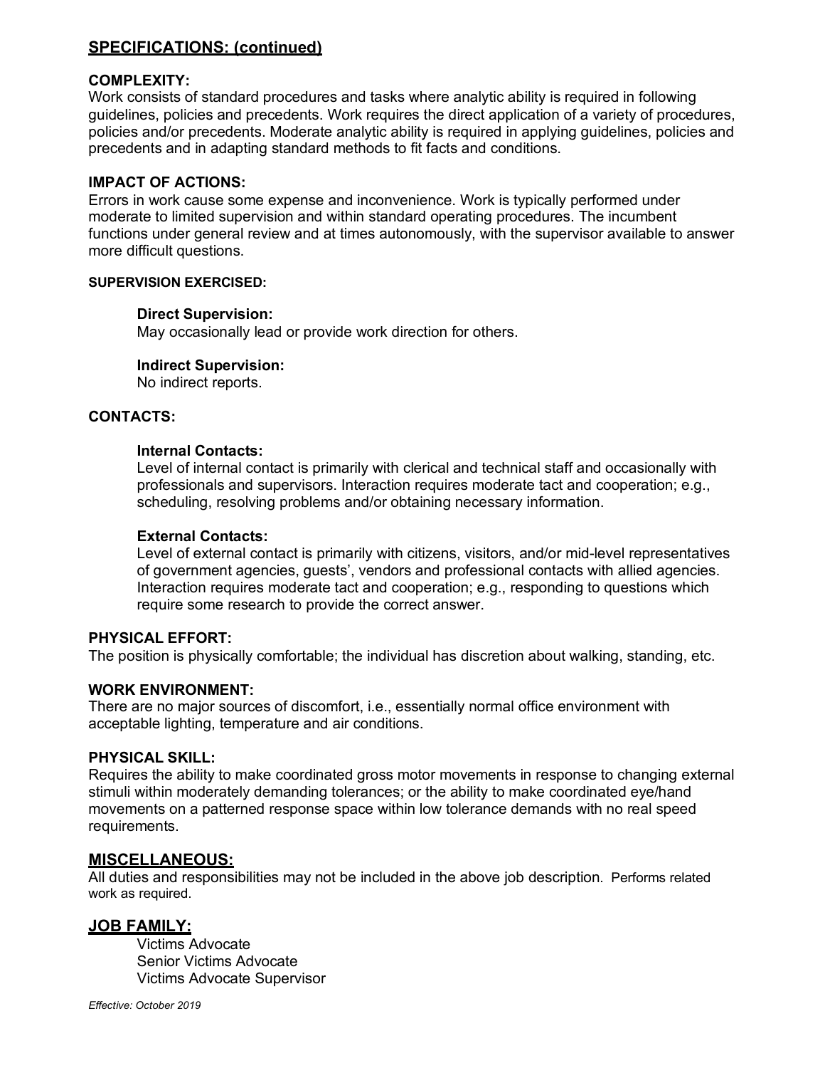## SPECIFICATIONS: (continued)

### COMPLEXITY:

Work consists of standard procedures and tasks where analytic ability is required in following guidelines, policies and precedents. Work requires the direct application of a variety of procedures, policies and/or precedents. Moderate analytic ability is required in applying guidelines, policies and precedents and in adapting standard methods to fit facts and conditions.

### IMPACT OF ACTIONS:

Errors in work cause some expense and inconvenience. Work is typically performed under moderate to limited supervision and within standard operating procedures. The incumbent functions under general review and at times autonomously, with the supervisor available to answer more difficult questions.

#### SUPERVISION EXERCISED:

**Direct Supervision:**
May occasionally lead or provide work direction for others.

**Indirect Supervision:**
No indirect reports.

### CONTACTS:

**Internal Contacts:**
Level of internal contact is primarily with clerical and technical staff and occasionally with professionals and supervisors. Interaction requires moderate tact and cooperation; e.g., scheduling, resolving problems and/or obtaining necessary information.

**External Contacts:**
Level of external contact is primarily with citizens, visitors, and/or mid-level representatives of government agencies, guests', vendors and professional contacts with allied agencies. Interaction requires moderate tact and cooperation; e.g., responding to questions which require some research to provide the correct answer.

### PHYSICAL EFFORT:

The position is physically comfortable; the individual has discretion about walking, standing, etc.

### WORK ENVIRONMENT:

There are no major sources of discomfort, i.e., essentially normal office environment with acceptable lighting, temperature and air conditions.

### PHYSICAL SKILL:

Requires the ability to make coordinated gross motor movements in response to changing external stimuli within moderately demanding tolerances; or the ability to make coordinated eye/hand movements on a patterned response space within low tolerance demands with no real speed requirements.

## MISCELLANEOUS:

All duties and responsibilities may not be included in the above job description. Performs related work as required.

## JOB FAMILY:

Victims Advocate
Senior Victims Advocate
Victims Advocate Supervisor

*Effective: October 2019*